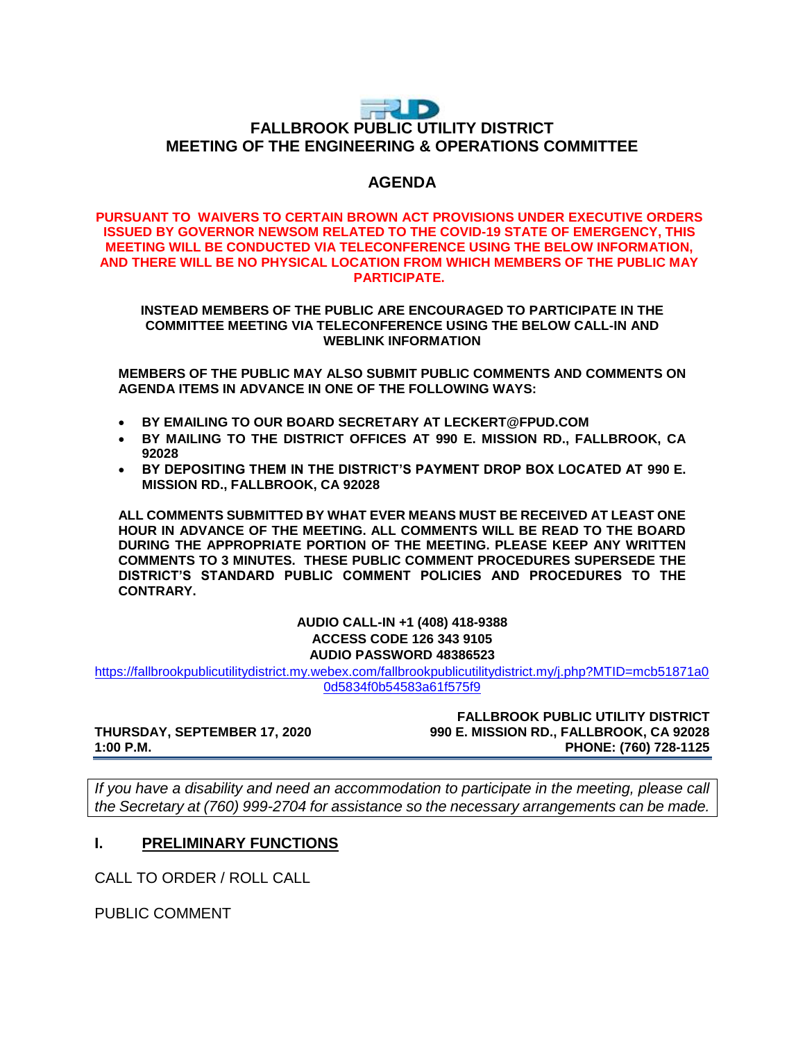# FALLBROOK PUBLIC UTILITY DISTRICT
## MEETING OF THE ENGINEERING & OPERATIONS COMMITTEE

## AGENDA

**PURSUANT TO WAIVERS TO CERTAIN BROWN ACT PROVISIONS UNDER EXECUTIVE ORDERS ISSUED BY GOVERNOR NEWSOM RELATED TO THE COVID-19 STATE OF EMERGENCY, THIS MEETING WILL BE CONDUCTED VIA TELECONFERENCE USING THE BELOW INFORMATION, AND THERE WILL BE NO PHYSICAL LOCATION FROM WHICH MEMBERS OF THE PUBLIC MAY PARTICIPATE.**

**INSTEAD MEMBERS OF THE PUBLIC ARE ENCOURAGED TO PARTICIPATE IN THE COMMITTEE MEETING VIA TELECONFERENCE USING THE BELOW CALL-IN AND WEBLINK INFORMATION**

**MEMBERS OF THE PUBLIC MAY ALSO SUBMIT PUBLIC COMMENTS AND COMMENTS ON AGENDA ITEMS IN ADVANCE IN ONE OF THE FOLLOWING WAYS:**

- **BY EMAILING TO OUR BOARD SECRETARY AT LECKERT@FPUD.COM**
- **BY MAILING TO THE DISTRICT OFFICES AT 990 E. MISSION RD., FALLBROOK, CA 92028**
- **BY DEPOSITING THEM IN THE DISTRICT'S PAYMENT DROP BOX LOCATED AT 990 E. MISSION RD., FALLBROOK, CA 92028**

**ALL COMMENTS SUBMITTED BY WHAT EVER MEANS MUST BE RECEIVED AT LEAST ONE HOUR IN ADVANCE OF THE MEETING. ALL COMMENTS WILL BE READ TO THE BOARD DURING THE APPROPRIATE PORTION OF THE MEETING. PLEASE KEEP ANY WRITTEN COMMENTS TO 3 MINUTES. THESE PUBLIC COMMENT PROCEDURES SUPERSEDE THE DISTRICT'S STANDARD PUBLIC COMMENT POLICIES AND PROCEDURES TO THE CONTRARY.**

**AUDIO CALL-IN +1 (408) 418-9388**
**ACCESS CODE 126 343 9105**
**AUDIO PASSWORD 48386523**
https://fallbrookpublicutilitydistrict.my.webex.com/fallbrookpublicutilitydistrict.my/j.php?MTID=mcb51871a00d5834f0b54583a61f575f9

**FALLBROOK PUBLIC UTILITY DISTRICT**
**990 E. MISSION RD., FALLBROOK, CA 92028**
**PHONE: (760) 728-1125**

**THURSDAY, SEPTEMBER 17, 2020**
**1:00 P.M.**

---

*If you have a disability and need an accommodation to participate in the meeting, please call the Secretary at (760) 999-2704 for assistance so the necessary arrangements can be made.*

## I. PRELIMINARY FUNCTIONS

CALL TO ORDER / ROLL CALL

PUBLIC COMMENT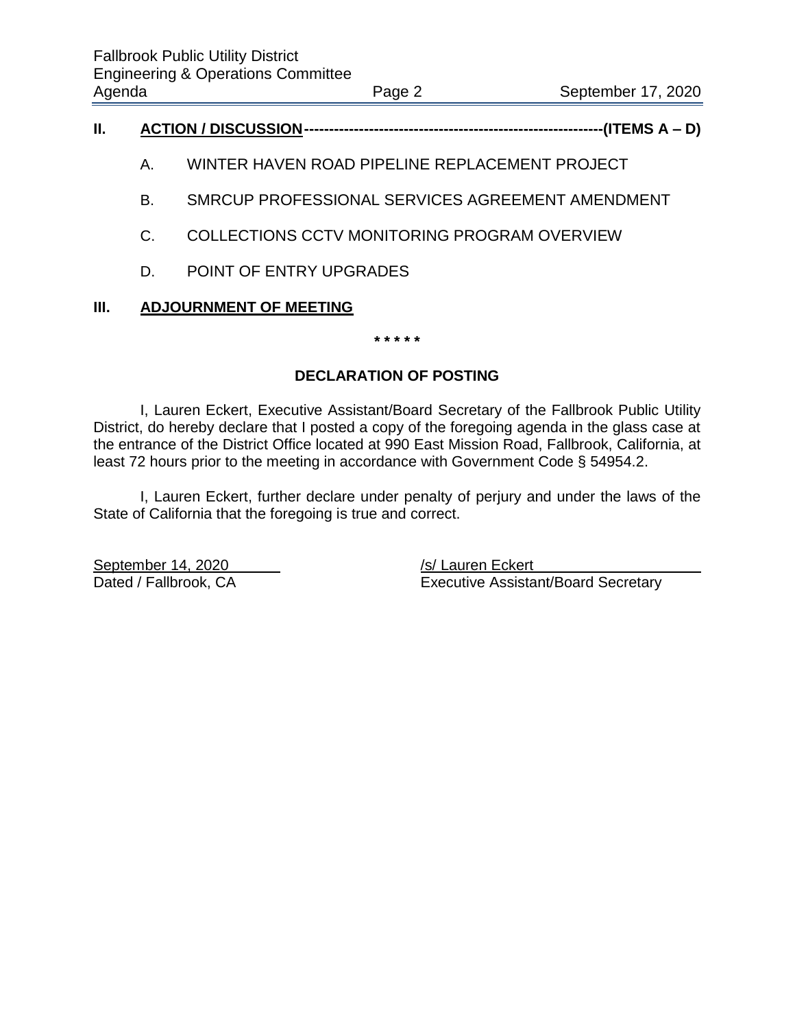## II. ACTION / DISCUSSION-----------------------------------------------------------(ITEMS A – D)

A. WINTER HAVEN ROAD PIPELINE REPLACEMENT PROJECT

B. SMRCUP PROFESSIONAL SERVICES AGREEMENT AMENDMENT

C. COLLECTIONS CCTV MONITORING PROGRAM OVERVIEW

D. POINT OF ENTRY UPGRADES

## III. ADJOURNMENT OF MEETING

\* \* \* \* \*

### DECLARATION OF POSTING

I, Lauren Eckert, Executive Assistant/Board Secretary of the Fallbrook Public Utility District, do hereby declare that I posted a copy of the foregoing agenda in the glass case at the entrance of the District Office located at 990 East Mission Road, Fallbrook, California, at least 72 hours prior to the meeting in accordance with Government Code § 54954.2.

I, Lauren Eckert, further declare under penalty of perjury and under the laws of the State of California that the foregoing is true and correct.

September 14, 2020
Dated / Fallbrook, CA

/s/ Lauren Eckert
Executive Assistant/Board Secretary